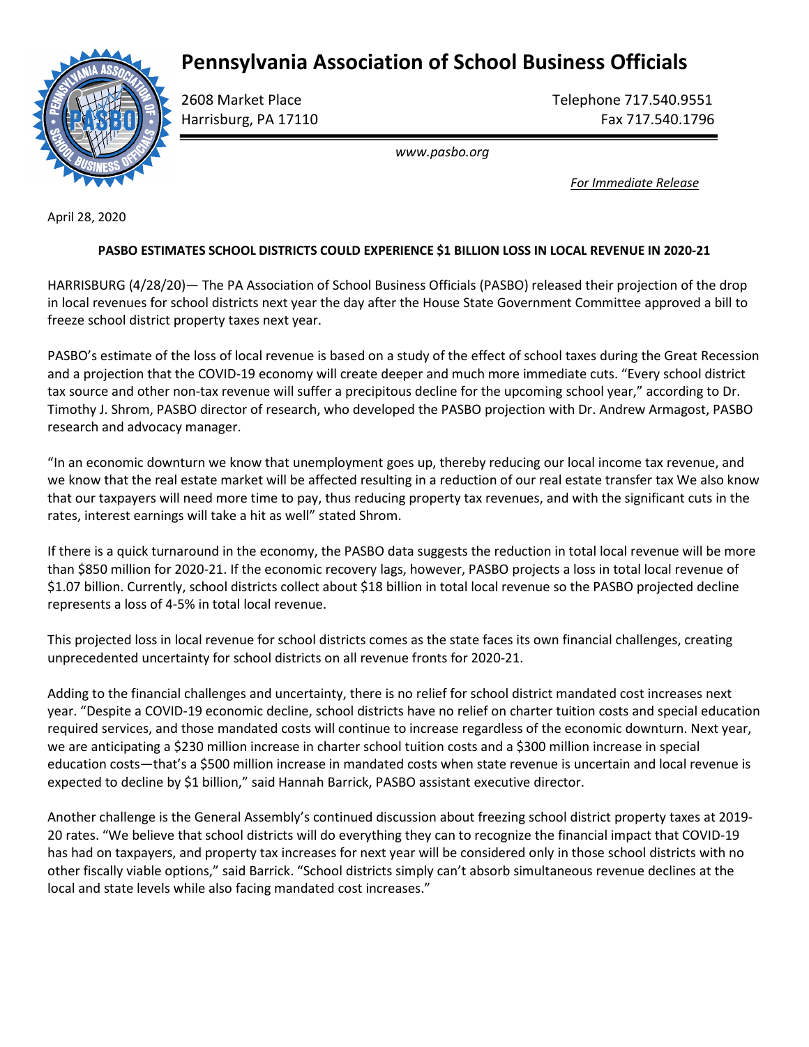# Pennsylvania Association of School Business Officials

2608 Market Place
Harrisburg, PA 17110

Telephone 717.540.9551
Fax 717.540.1796

*www.pasbo.org*

*For Immediate Release*

April 28, 2020

**PASBO ESTIMATES SCHOOL DISTRICTS COULD EXPERIENCE $1 BILLION LOSS IN LOCAL REVENUE IN 2020-21**

HARRISBURG (4/28/20)— The PA Association of School Business Officials (PASBO) released their projection of the drop in local revenues for school districts next year the day after the House State Government Committee approved a bill to freeze school district property taxes next year.

PASBO's estimate of the loss of local revenue is based on a study of the effect of school taxes during the Great Recession and a projection that the COVID-19 economy will create deeper and much more immediate cuts. "Every school district tax source and other non-tax revenue will suffer a precipitous decline for the upcoming school year," according to Dr. Timothy J. Shrom, PASBO director of research, who developed the PASBO projection with Dr. Andrew Armagost, PASBO research and advocacy manager.

"In an economic downturn we know that unemployment goes up, thereby reducing our local income tax revenue, and we know that the real estate market will be affected resulting in a reduction of our real estate transfer tax We also know that our taxpayers will need more time to pay, thus reducing property tax revenues, and with the significant cuts in the rates, interest earnings will take a hit as well" stated Shrom.

If there is a quick turnaround in the economy, the PASBO data suggests the reduction in total local revenue will be more than $850 million for 2020-21. If the economic recovery lags, however, PASBO projects a loss in total local revenue of $1.07 billion. Currently, school districts collect about $18 billion in total local revenue so the PASBO projected decline represents a loss of 4-5% in total local revenue.

This projected loss in local revenue for school districts comes as the state faces its own financial challenges, creating unprecedented uncertainty for school districts on all revenue fronts for 2020-21.

Adding to the financial challenges and uncertainty, there is no relief for school district mandated cost increases next year. "Despite a COVID-19 economic decline, school districts have no relief on charter tuition costs and special education required services, and those mandated costs will continue to increase regardless of the economic downturn. Next year, we are anticipating a $230 million increase in charter school tuition costs and a $300 million increase in special education costs—that's a $500 million increase in mandated costs when state revenue is uncertain and local revenue is expected to decline by $1 billion," said Hannah Barrick, PASBO assistant executive director.

Another challenge is the General Assembly's continued discussion about freezing school district property taxes at 2019-20 rates. "We believe that school districts will do everything they can to recognize the financial impact that COVID-19 has had on taxpayers, and property tax increases for next year will be considered only in those school districts with no other fiscally viable options," said Barrick. "School districts simply can't absorb simultaneous revenue declines at the local and state levels while also facing mandated cost increases."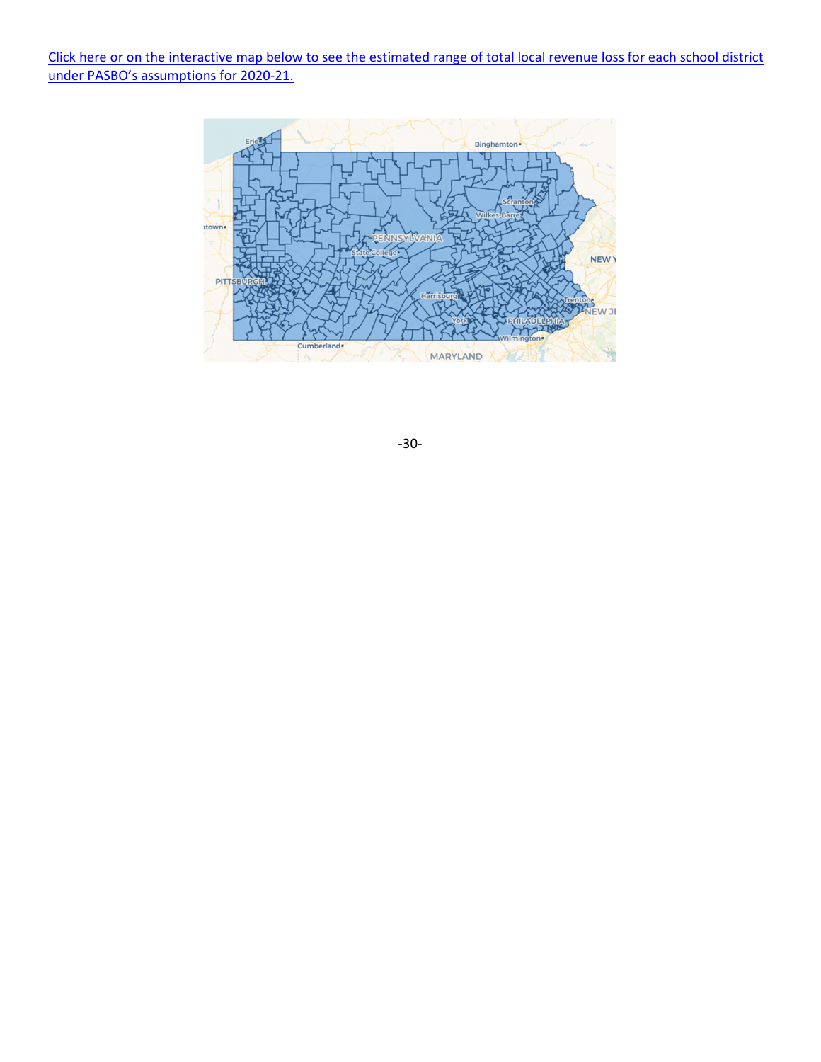Click here or on the interactive map below to see the estimated range of total local revenue loss for each school district under PASBO's assumptions for 2020-21.

Erie
Binghamton
Scranton
Wilkes-Barre
town
PENNSYLVANIA
State College
NEW Y
PITTSBURGH
Harrisburg
Trenton
NEW JE
York
PHILADELPHIA
Wilmington
Cumberland
MARYLAND